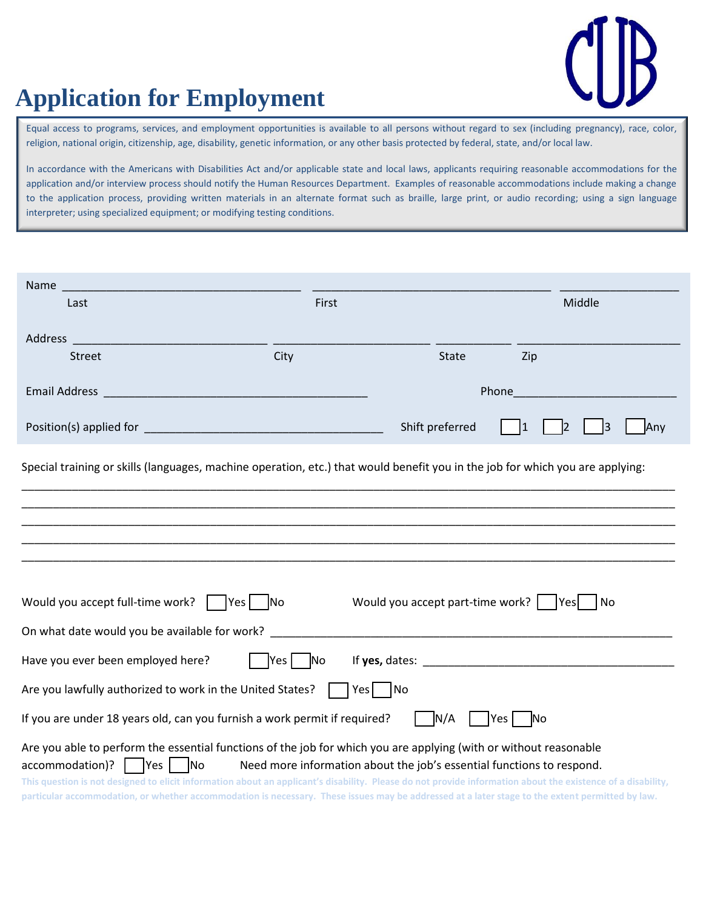# Application for Employment

CUB

Equal access to programs, services, and employment opportunities is available to all persons without regard to sex (including pregnancy), race, color, religion, national origin, citizenship, age, disability, genetic information, or any other basis protected by federal, state, and/or local law.

In accordance with the Americans with Disabilities Act and/or applicable state and local laws, applicants requiring reasonable accommodations for the application and/or interview process should notify the Human Resources Department. Examples of reasonable accommodations include making a change to the application process, providing written materials in an alternate format such as braille, large print, or audio recording; using a sign language interpreter; using specialized equipment; or modifying testing conditions.

Name ___________________________________ ___________________________________ __________________
Last First Middle

Address _____________________________ _______________________ ___________ ________________________
Street City State Zip

Email Address _______________________________________ Phone________________________

Position(s) applied for ____________________________________ Shift preferred ☐ 1 ☐ 2 ☐ 3 ☐ Any

Special training or skills (languages, machine operation, etc.) that would benefit you in the job for which you are applying:

____________________________________________________________________________________________________
____________________________________________________________________________________________________
____________________________________________________________________________________________________
____________________________________________________________________________________________________
____________________________________________________________________________________________________

Would you accept full-time work? ☐ Yes ☐ No Would you accept part-time work? ☐ Yes ☐ No

On what date would you be available for work? ____________________________________________________________

Have you ever been employed here? ☐ Yes ☐ No If **yes,** dates: ______________________________________

Are you lawfully authorized to work in the United States? ☐ Yes ☐ No

If you are under 18 years old, can you furnish a work permit if required? ☐ N/A ☐ Yes ☐ No

Are you able to perform the essential functions of the job for which you are applying (with or without reasonable accommodation)? ☐ Yes ☐ No Need more information about the job's essential functions to respond.

**This question is not designed to elicit information about an applicant's disability. Please do not provide information about the existence of a disability, particular accommodation, or whether accommodation is necessary. These issues may be addressed at a later stage to the extent permitted by law.**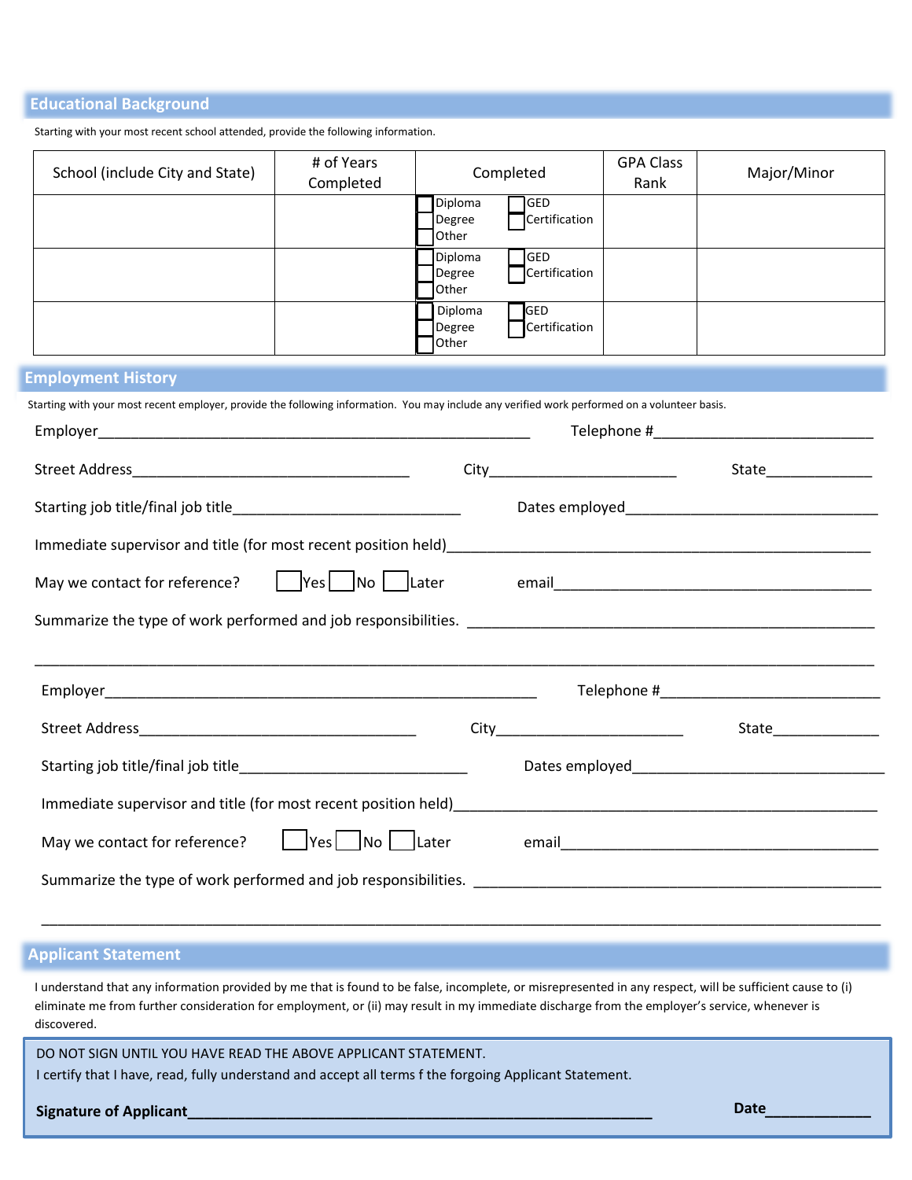## Educational Background

Starting with your most recent school attended, provide the following information.

| School (include City and State) | # of Years Completed | Completed | GPA Class Rank | Major/Minor |
|---|---|---|---|---|
| | | ☐ Diploma ☐ GED ☐ Degree ☐ Certification ☐ Other | | |
| | | ☐ Diploma ☐ GED ☐ Degree ☐ Certification ☐ Other | | |
| | | ☐ Diploma ☐ GED ☐ Degree ☐ Certification ☐ Other | | |

## Employment History

Starting with your most recent employer, provide the following information. You may include any verified work performed on a volunteer basis.

Employer_______________________________________________ Telephone #________________________

Street Address______________________________ City____________________ State___________

Starting job title/final job title_________________________ Dates employed___________________________

Immediate supervisor and title (for most recent position held)______________________________________________

May we contact for reference? ☐ Yes ☐ No ☐ Later email__________________________________

Summarize the type of work performed and job responsibilities. ___________________________________________

_____________________________________________________________________________________________

Employer_______________________________________________ Telephone #________________________

Street Address______________________________ City____________________ State___________

Starting job title/final job title_________________________ Dates employed___________________________

Immediate supervisor and title (for most recent position held)______________________________________________

May we contact for reference? ☐ Yes ☐ No ☐ Later email__________________________________

Summarize the type of work performed and job responsibilities. ___________________________________________

_____________________________________________________________________________________________

## Applicant Statement

I understand that any information provided by me that is found to be false, incomplete, or misrepresented in any respect, will be sufficient cause to (i) eliminate me from further consideration for employment, or (ii) may result in my immediate discharge from the employer's service, whenever is discovered.

DO NOT SIGN UNTIL YOU HAVE READ THE ABOVE APPLICANT STATEMENT.

I certify that I have, read, fully understand and accept all terms f the forgoing Applicant Statement.

**Signature of Applicant**__________________________________________________ **Date**___________